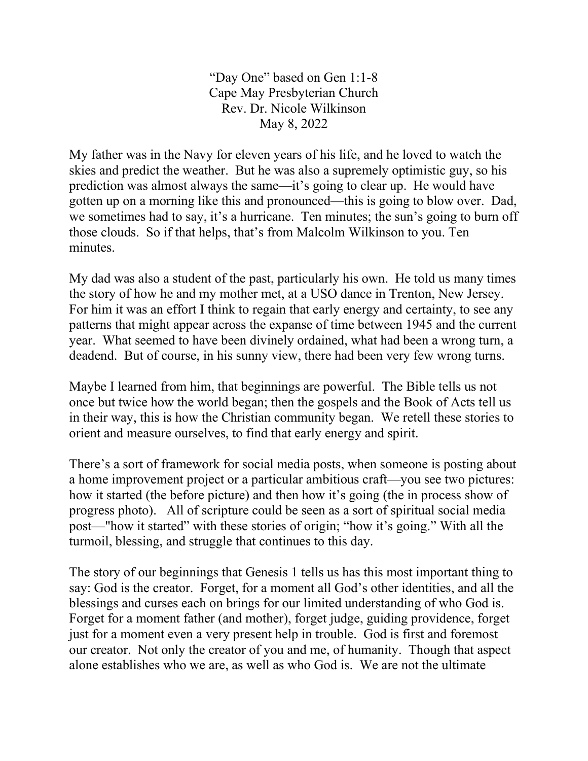"Day One" based on Gen 1:1-8
Cape May Presbyterian Church
Rev. Dr. Nicole Wilkinson
May 8, 2022

My father was in the Navy for eleven years of his life, and he loved to watch the skies and predict the weather. But he was also a supremely optimistic guy, so his prediction was almost always the same—it's going to clear up. He would have gotten up on a morning like this and pronounced—this is going to blow over. Dad, we sometimes had to say, it's a hurricane. Ten minutes; the sun's going to burn off those clouds. So if that helps, that's from Malcolm Wilkinson to you. Ten minutes.

My dad was also a student of the past, particularly his own. He told us many times the story of how he and my mother met, at a USO dance in Trenton, New Jersey. For him it was an effort I think to regain that early energy and certainty, to see any patterns that might appear across the expanse of time between 1945 and the current year. What seemed to have been divinely ordained, what had been a wrong turn, a deadend. But of course, in his sunny view, there had been very few wrong turns.

Maybe I learned from him, that beginnings are powerful. The Bible tells us not once but twice how the world began; then the gospels and the Book of Acts tell us in their way, this is how the Christian community began. We retell these stories to orient and measure ourselves, to find that early energy and spirit.

There's a sort of framework for social media posts, when someone is posting about a home improvement project or a particular ambitious craft—you see two pictures: how it started (the before picture) and then how it's going (the in process show of progress photo). All of scripture could be seen as a sort of spiritual social media post—"how it started" with these stories of origin; "how it's going." With all the turmoil, blessing, and struggle that continues to this day.

The story of our beginnings that Genesis 1 tells us has this most important thing to say: God is the creator. Forget, for a moment all God's other identities, and all the blessings and curses each on brings for our limited understanding of who God is. Forget for a moment father (and mother), forget judge, guiding providence, forget just for a moment even a very present help in trouble. God is first and foremost our creator. Not only the creator of you and me, of humanity. Though that aspect alone establishes who we are, as well as who God is. We are not the ultimate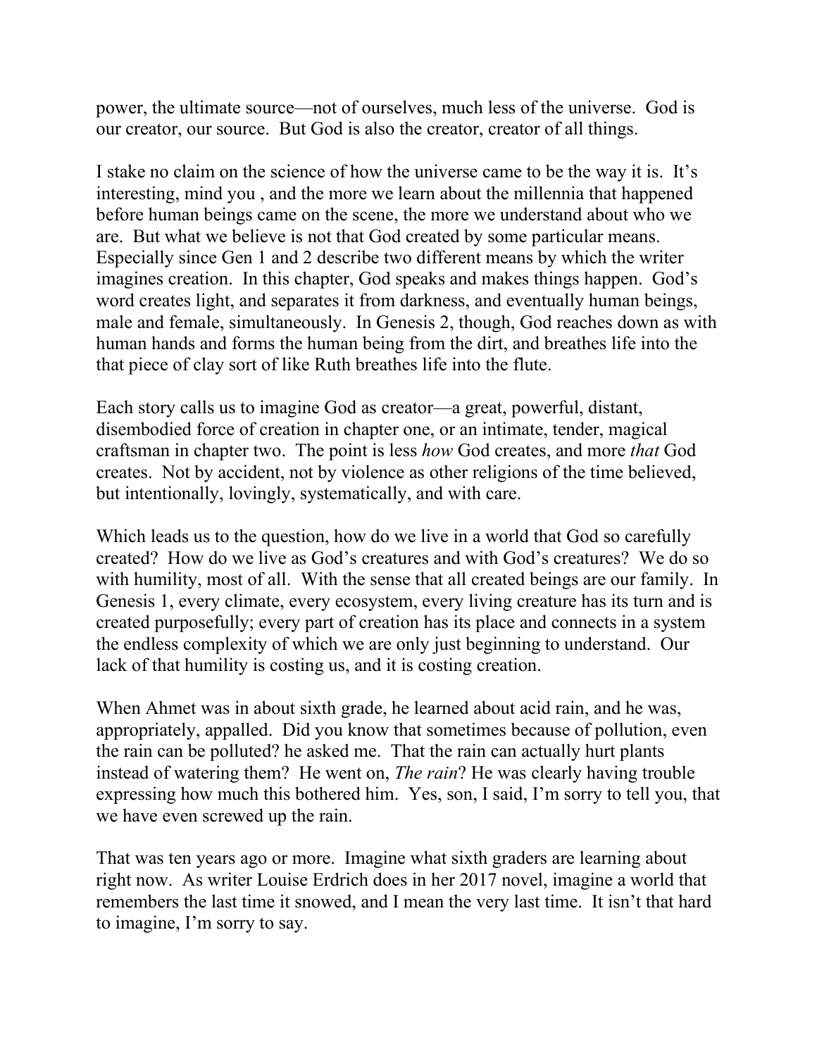power, the ultimate source—not of ourselves, much less of the universe. God is our creator, our source. But God is also the creator, creator of all things.

I stake no claim on the science of how the universe came to be the way it is. It's interesting, mind you , and the more we learn about the millennia that happened before human beings came on the scene, the more we understand about who we are. But what we believe is not that God created by some particular means. Especially since Gen 1 and 2 describe two different means by which the writer imagines creation. In this chapter, God speaks and makes things happen. God's word creates light, and separates it from darkness, and eventually human beings, male and female, simultaneously. In Genesis 2, though, God reaches down as with human hands and forms the human being from the dirt, and breathes life into the that piece of clay sort of like Ruth breathes life into the flute.

Each story calls us to imagine God as creator—a great, powerful, distant, disembodied force of creation in chapter one, or an intimate, tender, magical craftsman in chapter two. The point is less *how* God creates, and more *that* God creates. Not by accident, not by violence as other religions of the time believed, but intentionally, lovingly, systematically, and with care.

Which leads us to the question, how do we live in a world that God so carefully created? How do we live as God's creatures and with God's creatures? We do so with humility, most of all. With the sense that all created beings are our family. In Genesis 1, every climate, every ecosystem, every living creature has its turn and is created purposefully; every part of creation has its place and connects in a system the endless complexity of which we are only just beginning to understand. Our lack of that humility is costing us, and it is costing creation.

When Ahmet was in about sixth grade, he learned about acid rain, and he was, appropriately, appalled. Did you know that sometimes because of pollution, even the rain can be polluted? he asked me. That the rain can actually hurt plants instead of watering them? He went on, *The rain*? He was clearly having trouble expressing how much this bothered him. Yes, son, I said, I'm sorry to tell you, that we have even screwed up the rain.

That was ten years ago or more. Imagine what sixth graders are learning about right now. As writer Louise Erdrich does in her 2017 novel, imagine a world that remembers the last time it snowed, and I mean the very last time. It isn't that hard to imagine, I'm sorry to say.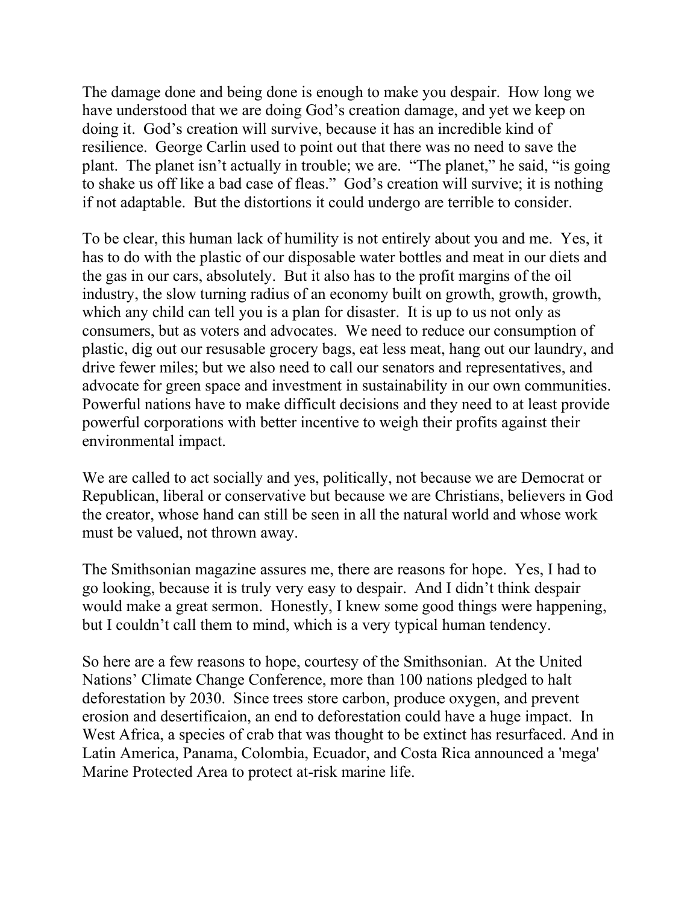The damage done and being done is enough to make you despair. How long we have understood that we are doing God's creation damage, and yet we keep on doing it. God's creation will survive, because it has an incredible kind of resilience. George Carlin used to point out that there was no need to save the plant. The planet isn't actually in trouble; we are. "The planet," he said, "is going to shake us off like a bad case of fleas." God's creation will survive; it is nothing if not adaptable. But the distortions it could undergo are terrible to consider.

To be clear, this human lack of humility is not entirely about you and me. Yes, it has to do with the plastic of our disposable water bottles and meat in our diets and the gas in our cars, absolutely. But it also has to the profit margins of the oil industry, the slow turning radius of an economy built on growth, growth, growth, which any child can tell you is a plan for disaster. It is up to us not only as consumers, but as voters and advocates. We need to reduce our consumption of plastic, dig out our resusable grocery bags, eat less meat, hang out our laundry, and drive fewer miles; but we also need to call our senators and representatives, and advocate for green space and investment in sustainability in our own communities. Powerful nations have to make difficult decisions and they need to at least provide powerful corporations with better incentive to weigh their profits against their environmental impact.

We are called to act socially and yes, politically, not because we are Democrat or Republican, liberal or conservative but because we are Christians, believers in God the creator, whose hand can still be seen in all the natural world and whose work must be valued, not thrown away.

The Smithsonian magazine assures me, there are reasons for hope. Yes, I had to go looking, because it is truly very easy to despair. And I didn't think despair would make a great sermon. Honestly, I knew some good things were happening, but I couldn't call them to mind, which is a very typical human tendency.

So here are a few reasons to hope, courtesy of the Smithsonian. At the United Nations' Climate Change Conference, more than 100 nations pledged to halt deforestation by 2030. Since trees store carbon, produce oxygen, and prevent erosion and desertificaion, an end to deforestation could have a huge impact. In West Africa, a species of crab that was thought to be extinct has resurfaced. And in Latin America, Panama, Colombia, Ecuador, and Costa Rica announced a 'mega' Marine Protected Area to protect at-risk marine life.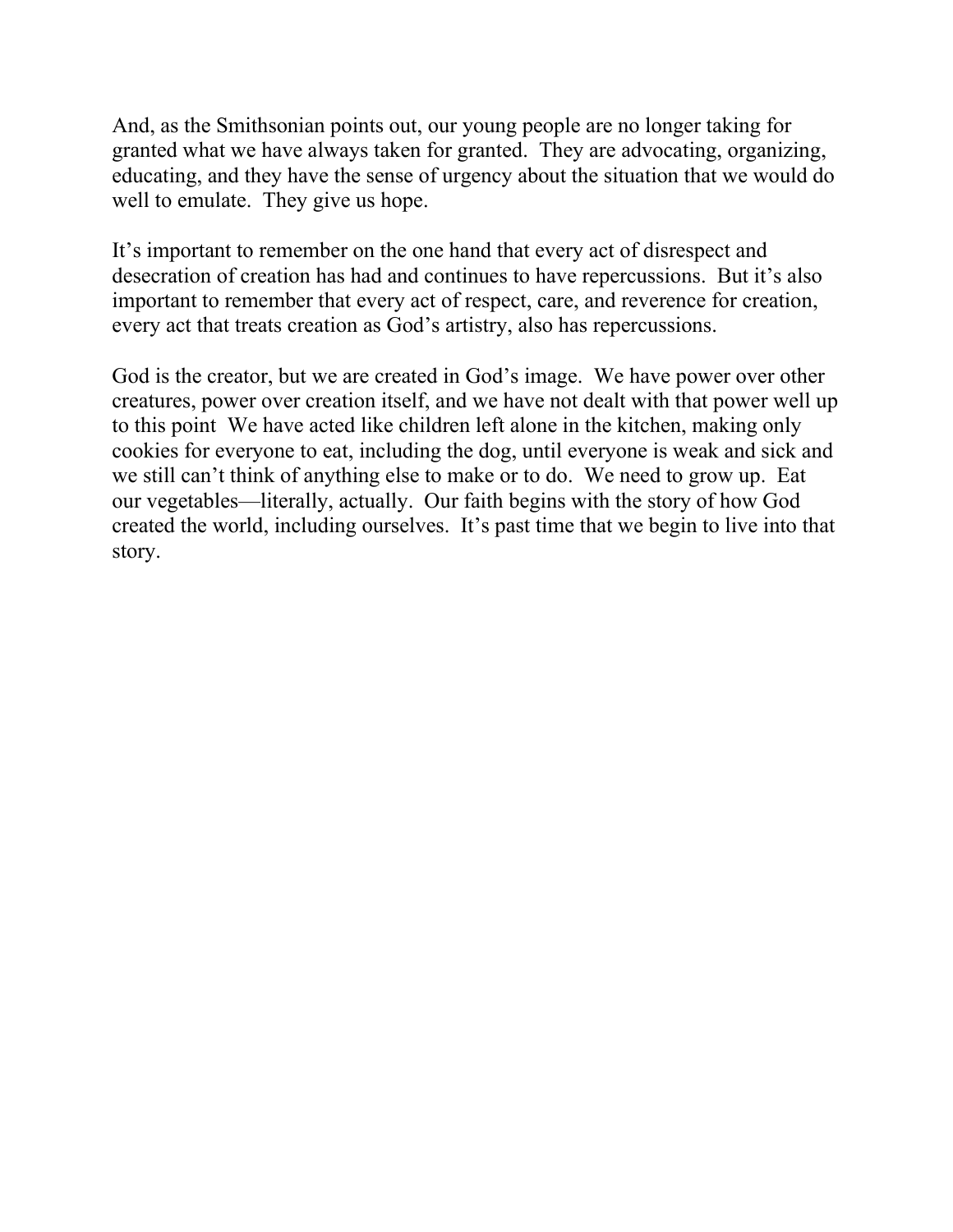And, as the Smithsonian points out, our young people are no longer taking for granted what we have always taken for granted. They are advocating, organizing, educating, and they have the sense of urgency about the situation that we would do well to emulate. They give us hope.

It's important to remember on the one hand that every act of disrespect and desecration of creation has had and continues to have repercussions. But it's also important to remember that every act of respect, care, and reverence for creation, every act that treats creation as God's artistry, also has repercussions.

God is the creator, but we are created in God's image. We have power over other creatures, power over creation itself, and we have not dealt with that power well up to this point We have acted like children left alone in the kitchen, making only cookies for everyone to eat, including the dog, until everyone is weak and sick and we still can't think of anything else to make or to do. We need to grow up. Eat our vegetables—literally, actually. Our faith begins with the story of how God created the world, including ourselves. It's past time that we begin to live into that story.